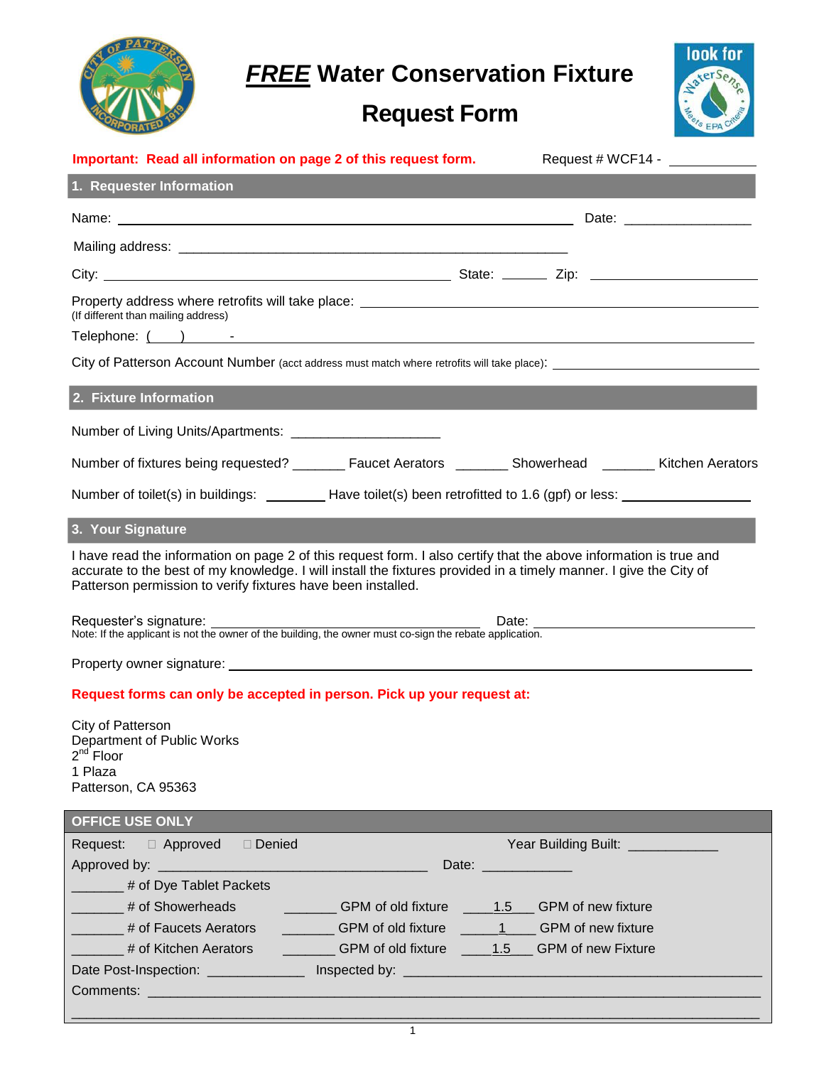# ***FREE*** Water Conservation Fixture Request Form

**Important: Read all information on page 2 of this request form.** Request # WCF14 - ___________

## 1. Requester Information

Name: ____________________________________________ Date: ________________

Mailing address: ____________________________________________

City: ____________________________________ State: ______ Zip: ____________________

Property address where retrofits will take place: ____________________________________________
(If different than mailing address)

Telephone: ( ) -

City of Patterson Account Number (acct address must match where retrofits will take place): ____________________

## 2. Fixture Information

Number of Living Units/Apartments: ____________________

Number of fixtures being requested? _______ Faucet Aerators _______ Showerhead _______ Kitchen Aerators

Number of toilet(s) in buildings: ________ Have toilet(s) been retrofitted to 1.6 (gpf) or less: ________________

## 3. Your Signature

I have read the information on page 2 of this request form. I also certify that the above information is true and accurate to the best of my knowledge. I will install the fixtures provided in a timely manner. I give the City of Patterson permission to verify fixtures have been installed.

Requester's signature: ____________________________________ Date: ____________________
Note: If the applicant is not the owner of the building, the owner must co-sign the rebate application.

Property owner signature: ____________________________________________

**Request forms can only be accepted in person. Pick up your request at:**

City of Patterson
Department of Public Works
2nd Floor
1 Plaza
Patterson, CA 95363

## OFFICE USE ONLY

Request: ☐ Approved ☐ Denied Year Building Built: ___________

Approved by: ___________________________________ Date: ____________

_______ # of Dye Tablet Packets

| | | | |
|---|---|---|---|
| _______ # of Showerheads | _______ GPM of old fixture | 1.5 | GPM of new fixture |
| _______ # of Faucets Aerators | _______ GPM of old fixture | 1 | GPM of new fixture |
| _______ # of Kitchen Aerators | _______ GPM of old fixture | 1.5 | GPM of new Fixture |

Date Post-Inspection: _____________ Inspected by: ____________________________________________

Comments: ____________________________________________________________________________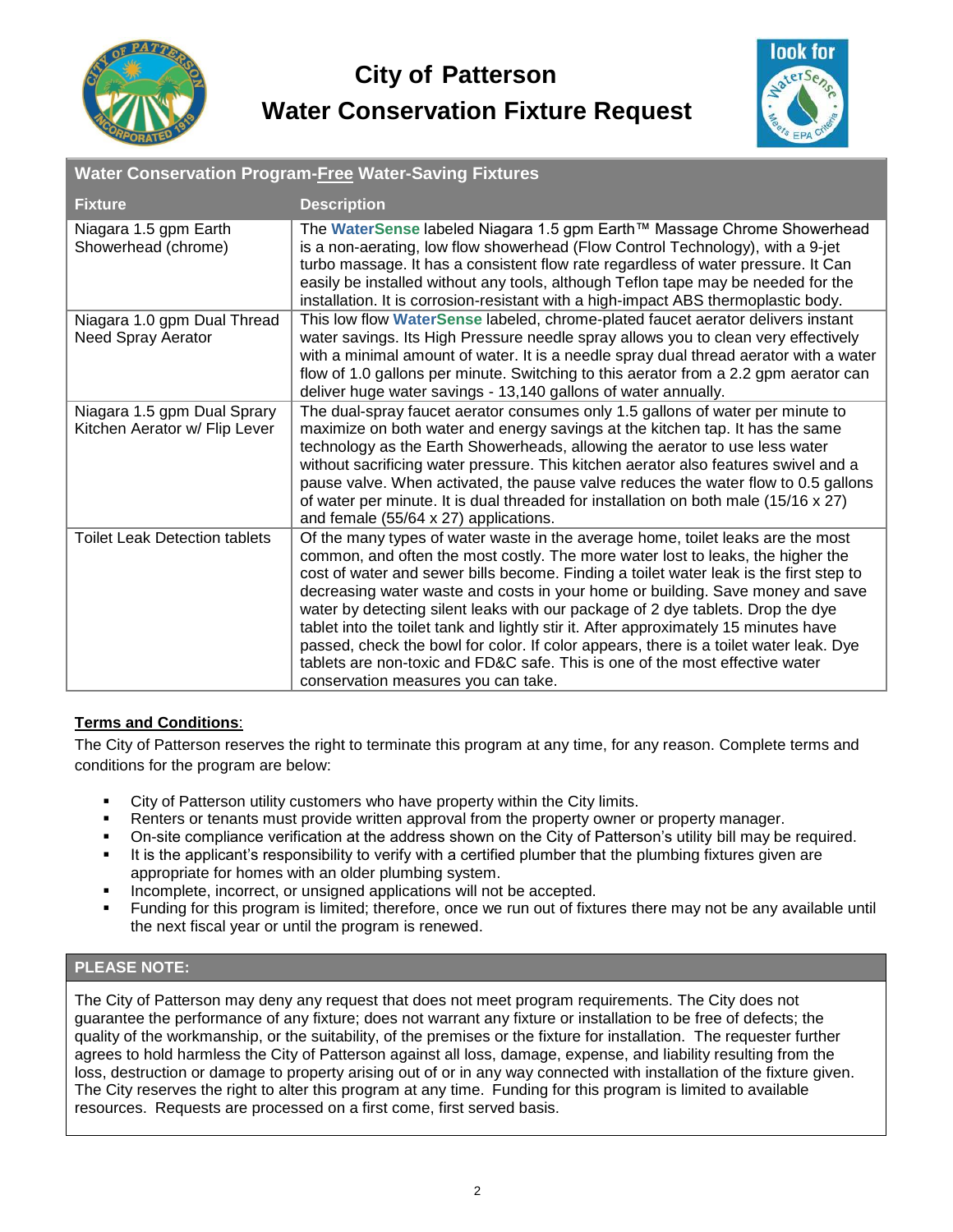# City of Patterson
## Water Conservation Fixture Request

| Water Conservation Program-Free Water-Saving Fixtures | |
|---|---|
| **Fixture** | **Description** |
| Niagara 1.5 gpm Earth Showerhead (chrome) | The **WaterSense** labeled Niagara 1.5 gpm Earth™ Massage Chrome Showerhead is a non-aerating, low flow showerhead (Flow Control Technology), with a 9-jet turbo massage. It has a consistent flow rate regardless of water pressure. It Can easily be installed without any tools, although Teflon tape may be needed for the installation. It is corrosion-resistant with a high-impact ABS thermoplastic body. |
| Niagara 1.0 gpm Dual Thread Need Spray Aerator | This low flow **WaterSense** labeled, chrome-plated faucet aerator delivers instant water savings. Its High Pressure needle spray allows you to clean very effectively with a minimal amount of water. It is a needle spray dual thread aerator with a water flow of 1.0 gallons per minute. Switching to this aerator from a 2.2 gpm aerator can deliver huge water savings - 13,140 gallons of water annually. |
| Niagara 1.5 gpm Dual Sprary Kitchen Aerator w/ Flip Lever | The dual-spray faucet aerator consumes only 1.5 gallons of water per minute to maximize on both water and energy savings at the kitchen tap. It has the same technology as the Earth Showerheads, allowing the aerator to use less water without sacrificing water pressure. This kitchen aerator also features swivel and a pause valve. When activated, the pause valve reduces the water flow to 0.5 gallons of water per minute. It is dual threaded for installation on both male (15/16 x 27) and female (55/64 x 27) applications. |
| Toilet Leak Detection tablets | Of the many types of water waste in the average home, toilet leaks are the most common, and often the most costly. The more water lost to leaks, the higher the cost of water and sewer bills become. Finding a toilet water leak is the first step to decreasing water waste and costs in your home or building. Save money and save water by detecting silent leaks with our package of 2 dye tablets. Drop the dye tablet into the toilet tank and lightly stir it. After approximately 15 minutes have passed, check the bowl for color. If color appears, there is a toilet water leak. Dye tablets are non-toxic and FD&C safe. This is one of the most effective water conservation measures you can take. |

**Terms and Conditions**:

The City of Patterson reserves the right to terminate this program at any time, for any reason. Complete terms and conditions for the program are below:

- City of Patterson utility customers who have property within the City limits.
- Renters or tenants must provide written approval from the property owner or property manager.
- On-site compliance verification at the address shown on the City of Patterson's utility bill may be required.
- It is the applicant's responsibility to verify with a certified plumber that the plumbing fixtures given are appropriate for homes with an older plumbing system.
- Incomplete, incorrect, or unsigned applications will not be accepted.
- Funding for this program is limited; therefore, once we run out of fixtures there may not be any available until the next fiscal year or until the program is renewed.

**PLEASE NOTE:**

The City of Patterson may deny any request that does not meet program requirements. The City does not guarantee the performance of any fixture; does not warrant any fixture or installation to be free of defects; the quality of the workmanship, or the suitability, of the premises or the fixture for installation. The requester further agrees to hold harmless the City of Patterson against all loss, damage, expense, and liability resulting from the loss, destruction or damage to property arising out of or in any way connected with installation of the fixture given. The City reserves the right to alter this program at any time. Funding for this program is limited to available resources. Requests are processed on a first come, first served basis.